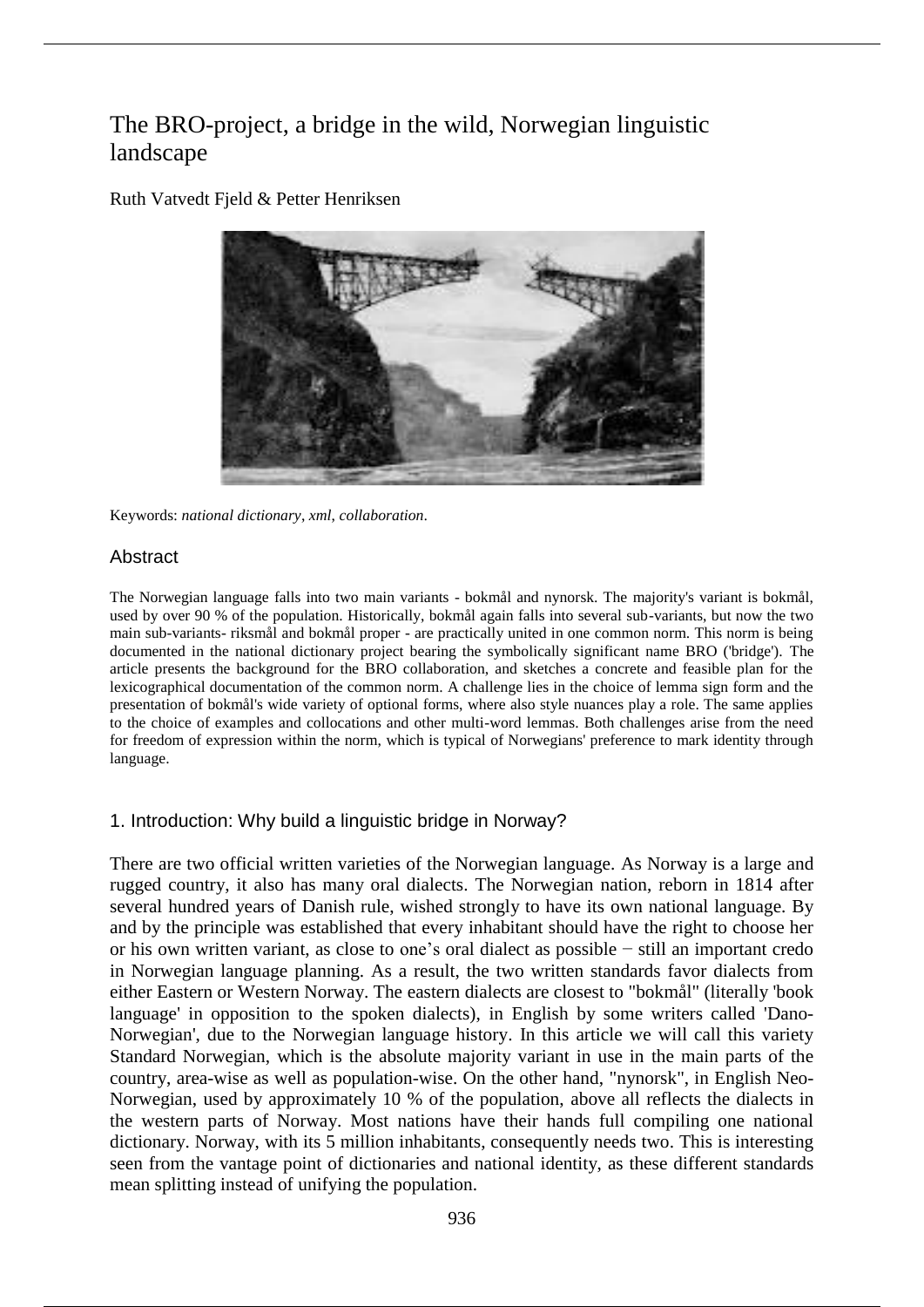# The BRO-project, a bridge in the wild, Norwegian linguistic landscape

Ruth Vatvedt Fjeld & Petter Henriksen

Keywords: *national dictionary*, *xml*, *collaboration*.

## Abstract

The Norwegian language falls into two main variants - bokmål and nynorsk. The majority's variant is bokmål, used by over 90 % of the population. Historically, bokmål again falls into several sub-variants, but now the two main sub-variants- riksmål and bokmål proper - are practically united in one common norm. This norm is being documented in the national dictionary project bearing the symbolically significant name BRO ('bridge'). The article presents the background for the BRO collaboration, and sketches a concrete and feasible plan for the lexicographical documentation of the common norm. A challenge lies in the choice of lemma sign form and the presentation of bokmål's wide variety of optional forms, where also style nuances play a role. The same applies to the choice of examples and collocations and other multi-word lemmas. Both challenges arise from the need for freedom of expression within the norm, which is typical of Norwegians' preference to mark identity through language.

## 1. Introduction: Why build a linguistic bridge in Norway?

There are two official written varieties of the Norwegian language. As Norway is a large and rugged country, it also has many oral dialects. The Norwegian nation, reborn in 1814 after several hundred years of Danish rule, wished strongly to have its own national language. By and by the principle was established that every inhabitant should have the right to choose her or his own written variant, as close to one's oral dialect as possible − still an important credo in Norwegian language planning. As a result, the two written standards favor dialects from either Eastern or Western Norway. The eastern dialects are closest to "bokmål" (literally 'book language' in opposition to the spoken dialects), in English by some writers called 'Dano-Norwegian', due to the Norwegian language history. In this article we will call this variety Standard Norwegian, which is the absolute majority variant in use in the main parts of the country, area-wise as well as population-wise. On the other hand, "nynorsk", in English Neo-Norwegian, used by approximately 10 % of the population, above all reflects the dialects in the western parts of Norway. Most nations have their hands full compiling one national dictionary. Norway, with its 5 million inhabitants, consequently needs two. This is interesting seen from the vantage point of dictionaries and national identity, as these different standards mean splitting instead of unifying the population.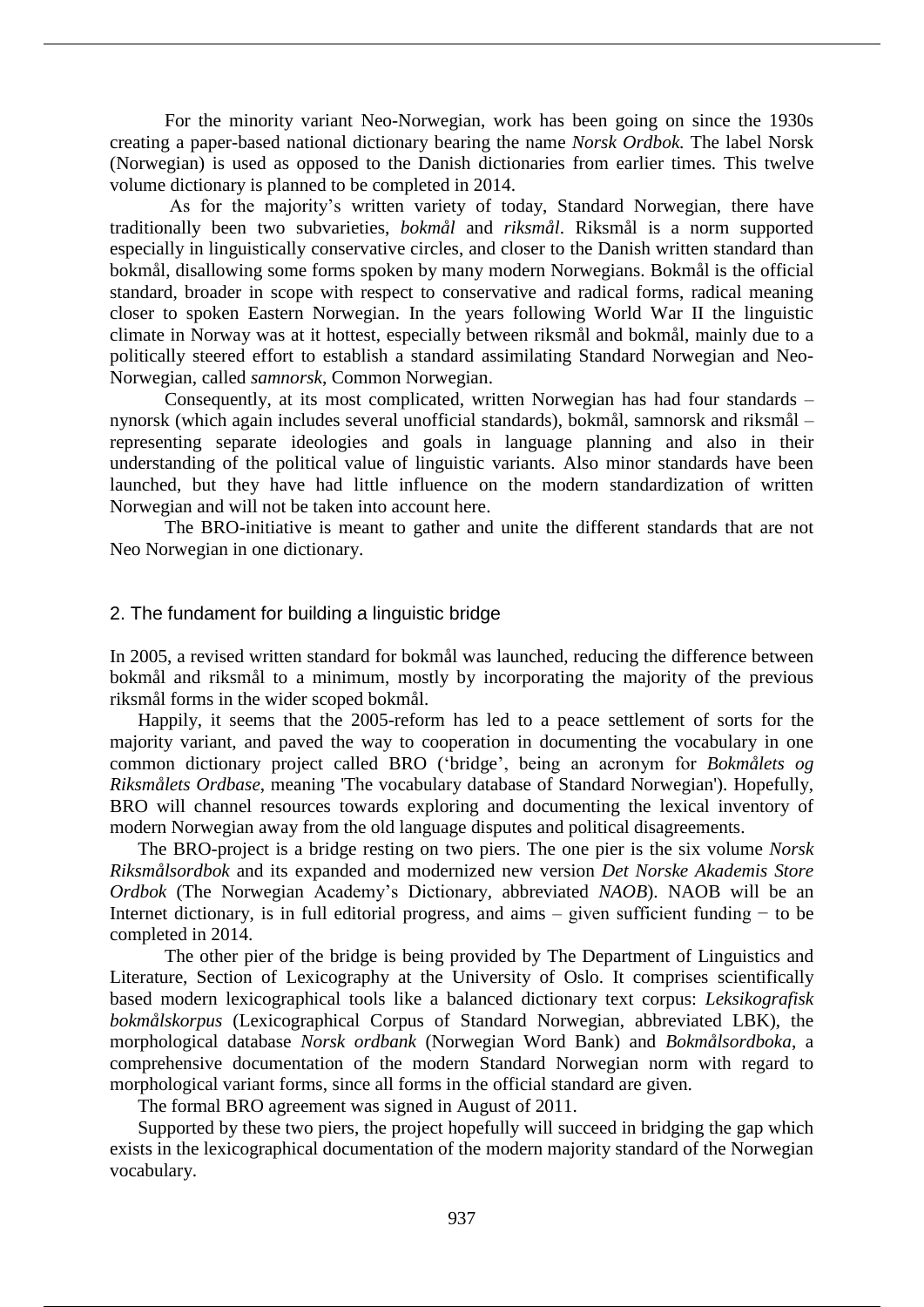For the minority variant Neo-Norwegian, work has been going on since the 1930s creating a paper-based national dictionary bearing the name *Norsk Ordbok.* The label Norsk (Norwegian) is used as opposed to the Danish dictionaries from earlier times. This twelve volume dictionary is planned to be completed in 2014.

As for the majority's written variety of today, Standard Norwegian, there have traditionally been two subvarieties, *bokmål* and *riksmål*. Riksmål is a norm supported especially in linguistically conservative circles, and closer to the Danish written standard than bokmål, disallowing some forms spoken by many modern Norwegians. Bokmål is the official standard, broader in scope with respect to conservative and radical forms, radical meaning closer to spoken Eastern Norwegian. In the years following World War II the linguistic climate in Norway was at it hottest, especially between riksmål and bokmål, mainly due to a politically steered effort to establish a standard assimilating Standard Norwegian and Neo-Norwegian, called *samnorsk*, Common Norwegian.

Consequently, at its most complicated, written Norwegian has had four standards – nynorsk (which again includes several unofficial standards), bokmål, samnorsk and riksmål – representing separate ideologies and goals in language planning and also in their understanding of the political value of linguistic variants. Also minor standards have been launched, but they have had little influence on the modern standardization of written Norwegian and will not be taken into account here.

The BRO-initiative is meant to gather and unite the different standards that are not Neo Norwegian in one dictionary.

## 2. The fundament for building a linguistic bridge

In 2005, a revised written standard for bokmål was launched, reducing the difference between bokmål and riksmål to a minimum, mostly by incorporating the majority of the previous riksmål forms in the wider scoped bokmål.

Happily, it seems that the 2005-reform has led to a peace settlement of sorts for the majority variant, and paved the way to cooperation in documenting the vocabulary in one common dictionary project called BRO ('bridge', being an acronym for *Bokmålets og Riksmålets Ordbase*, meaning 'The vocabulary database of Standard Norwegian'). Hopefully, BRO will channel resources towards exploring and documenting the lexical inventory of modern Norwegian away from the old language disputes and political disagreements.

The BRO-project is a bridge resting on two piers. The one pier is the six volume *Norsk Riksmålsordbok* and its expanded and modernized new version *Det Norske Akademis Store Ordbok* (The Norwegian Academy's Dictionary, abbreviated *NAOB*). NAOB will be an Internet dictionary, is in full editorial progress, and aims – given sufficient funding − to be completed in 2014.

The other pier of the bridge is being provided by The Department of Linguistics and Literature, Section of Lexicography at the University of Oslo. It comprises scientifically based modern lexicographical tools like a balanced dictionary text corpus: *Leksikografisk bokmålskorpus* (Lexicographical Corpus of Standard Norwegian, abbreviated LBK), the morphological database *Norsk ordbank* (Norwegian Word Bank) and *Bokmålsordboka*, a comprehensive documentation of the modern Standard Norwegian norm with regard to morphological variant forms, since all forms in the official standard are given.

The formal BRO agreement was signed in August of 2011.

Supported by these two piers, the project hopefully will succeed in bridging the gap which exists in the lexicographical documentation of the modern majority standard of the Norwegian vocabulary.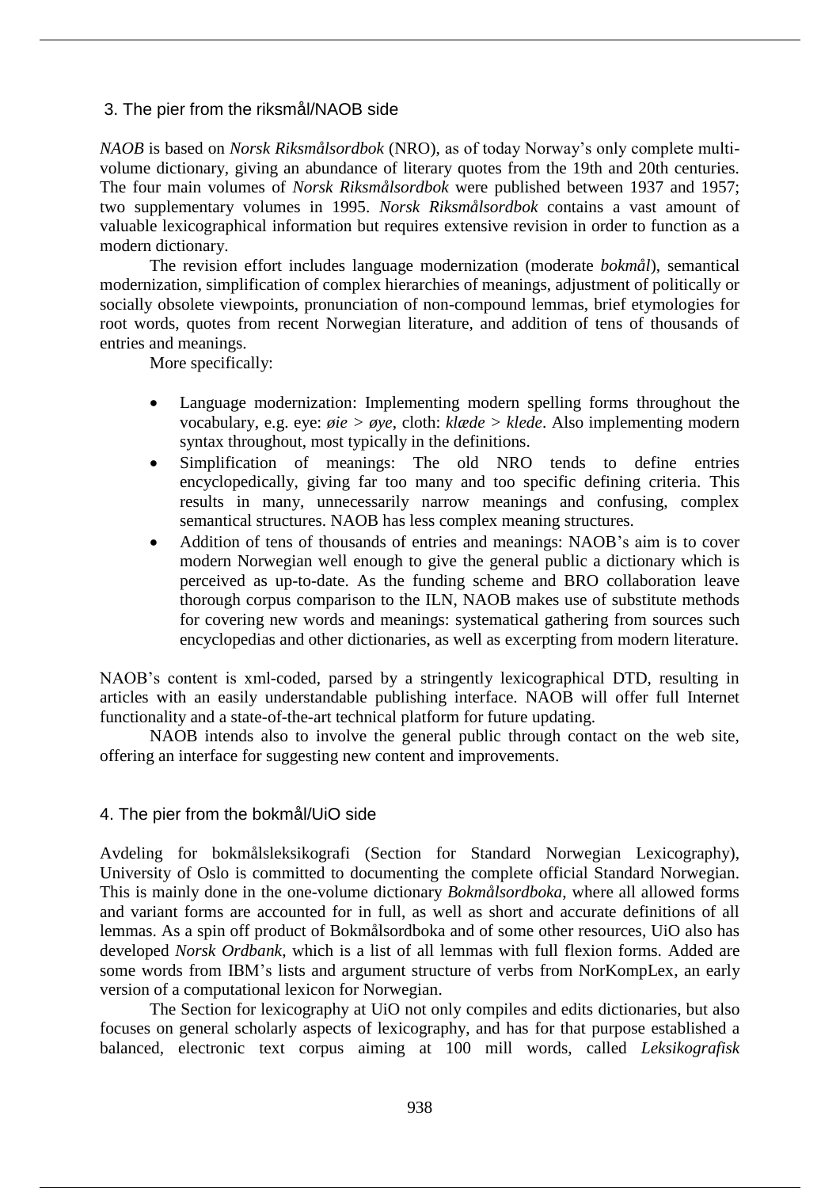## 3. The pier from the riksmål/NAOB side

*NAOB* is based on *Norsk Riksmålsordbok* (NRO), as of today Norway's only complete multi-volume dictionary, giving an abundance of literary quotes from the 19th and 20th centuries. The four main volumes of *Norsk Riksmålsordbok* were published between 1937 and 1957; two supplementary volumes in 1995. *Norsk Riksmålsordbok* contains a vast amount of valuable lexicographical information but requires extensive revision in order to function as a modern dictionary.

The revision effort includes language modernization (moderate *bokmål*), semantical modernization, simplification of complex hierarchies of meanings, adjustment of politically or socially obsolete viewpoints, pronunciation of non-compound lemmas, brief etymologies for root words, quotes from recent Norwegian literature, and addition of tens of thousands of entries and meanings.

More specifically:

- Language modernization: Implementing modern spelling forms throughout the vocabulary, e.g. eye: *øie* > *øye*, cloth: *klæde* > *klede*. Also implementing modern syntax throughout, most typically in the definitions.
- Simplification of meanings: The old NRO tends to define entries encyclopedically, giving far too many and too specific defining criteria. This results in many, unnecessarily narrow meanings and confusing, complex semantical structures. NAOB has less complex meaning structures.
- Addition of tens of thousands of entries and meanings: NAOB's aim is to cover modern Norwegian well enough to give the general public a dictionary which is perceived as up-to-date. As the funding scheme and BRO collaboration leave thorough corpus comparison to the ILN, NAOB makes use of substitute methods for covering new words and meanings: systematical gathering from sources such encyclopedias and other dictionaries, as well as excerpting from modern literature.

NAOB's content is xml-coded, parsed by a stringently lexicographical DTD, resulting in articles with an easily understandable publishing interface. NAOB will offer full Internet functionality and a state-of-the-art technical platform for future updating.

NAOB intends also to involve the general public through contact on the web site, offering an interface for suggesting new content and improvements.

## 4. The pier from the bokmål/UiO side

Avdeling for bokmålsleksikografi (Section for Standard Norwegian Lexicography), University of Oslo is committed to documenting the complete official Standard Norwegian. This is mainly done in the one-volume dictionary *Bokmålsordboka*, where all allowed forms and variant forms are accounted for in full, as well as short and accurate definitions of all lemmas. As a spin off product of Bokmålsordboka and of some other resources, UiO also has developed *Norsk Ordbank*, which is a list of all lemmas with full flexion forms. Added are some words from IBM's lists and argument structure of verbs from NorKompLex, an early version of a computational lexicon for Norwegian.

The Section for lexicography at UiO not only compiles and edits dictionaries, but also focuses on general scholarly aspects of lexicography, and has for that purpose established a balanced, electronic text corpus aiming at 100 mill words, called *Leksikografisk*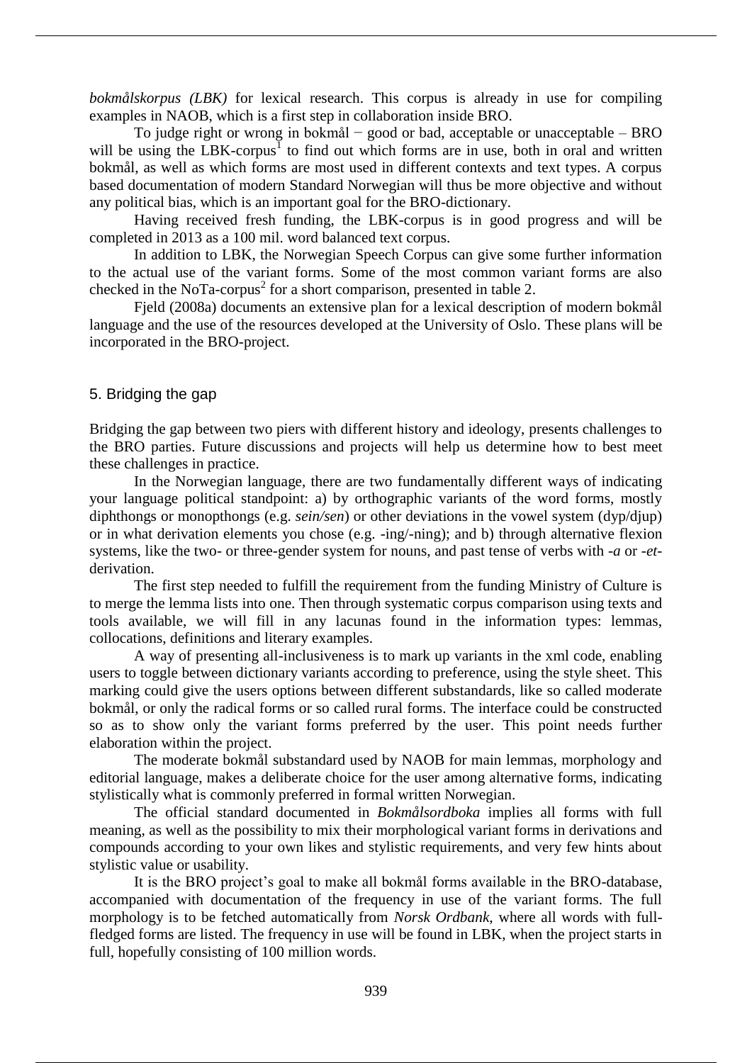*bokmålskorpus (LBK)* for lexical research. This corpus is already in use for compiling examples in NAOB, which is a first step in collaboration inside BRO.

To judge right or wrong in bokmål − good or bad, acceptable or unacceptable – BRO will be using the LBK-corpus[1] to find out which forms are in use, both in oral and written bokmål, as well as which forms are most used in different contexts and text types. A corpus based documentation of modern Standard Norwegian will thus be more objective and without any political bias, which is an important goal for the BRO-dictionary.

Having received fresh funding, the LBK-corpus is in good progress and will be completed in 2013 as a 100 mil. word balanced text corpus.

In addition to LBK, the Norwegian Speech Corpus can give some further information to the actual use of the variant forms. Some of the most common variant forms are also checked in the NoTa-corpus[2] for a short comparison, presented in table 2.

Fjeld (2008a) documents an extensive plan for a lexical description of modern bokmål language and the use of the resources developed at the University of Oslo. These plans will be incorporated in the BRO-project.

## 5. Bridging the gap

Bridging the gap between two piers with different history and ideology, presents challenges to the BRO parties. Future discussions and projects will help us determine how to best meet these challenges in practice.

In the Norwegian language, there are two fundamentally different ways of indicating your language political standpoint: a) by orthographic variants of the word forms, mostly diphthongs or monopthongs (e.g. *sein/sen*) or other deviations in the vowel system (dyp/djup) or in what derivation elements you chose (e.g. -ing/-ning); and b) through alternative flexion systems, like the two- or three-gender system for nouns, and past tense of verbs with *-a* or *-et*-derivation.

The first step needed to fulfill the requirement from the funding Ministry of Culture is to merge the lemma lists into one. Then through systematic corpus comparison using texts and tools available, we will fill in any lacunas found in the information types: lemmas, collocations, definitions and literary examples.

A way of presenting all-inclusiveness is to mark up variants in the xml code, enabling users to toggle between dictionary variants according to preference, using the style sheet. This marking could give the users options between different substandards, like so called moderate bokmål, or only the radical forms or so called rural forms. The interface could be constructed so as to show only the variant forms preferred by the user. This point needs further elaboration within the project.

The moderate bokmål substandard used by NAOB for main lemmas, morphology and editorial language, makes a deliberate choice for the user among alternative forms, indicating stylistically what is commonly preferred in formal written Norwegian.

The official standard documented in *Bokmålsordboka* implies all forms with full meaning, as well as the possibility to mix their morphological variant forms in derivations and compounds according to your own likes and stylistic requirements, and very few hints about stylistic value or usability.

It is the BRO project's goal to make all bokmål forms available in the BRO-database, accompanied with documentation of the frequency in use of the variant forms. The full morphology is to be fetched automatically from *Norsk Ordbank*, where all words with full-fledged forms are listed. The frequency in use will be found in LBK, when the project starts in full, hopefully consisting of 100 million words.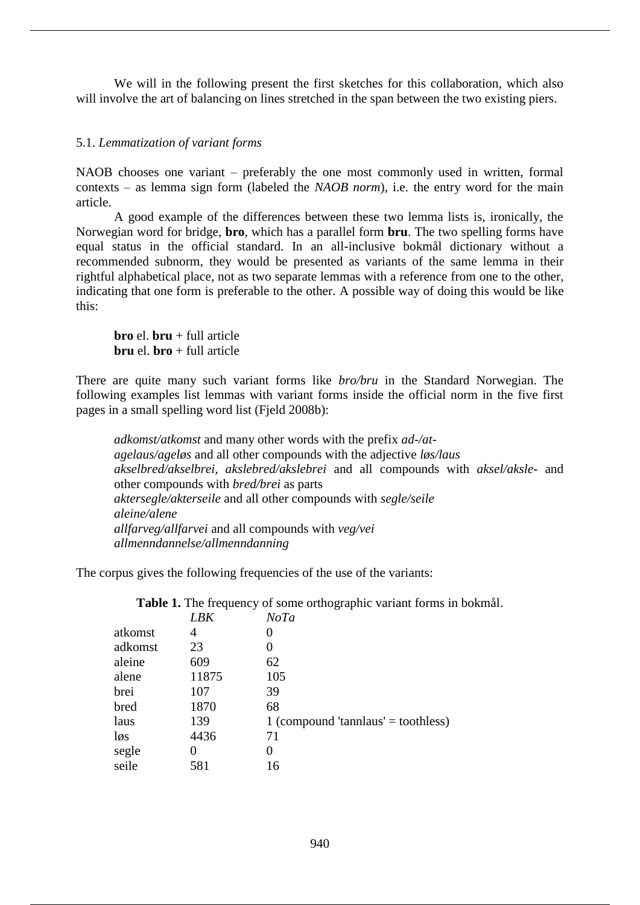We will in the following present the first sketches for this collaboration, which also will involve the art of balancing on lines stretched in the span between the two existing piers.

### 5.1. *Lemmatization of variant forms*

NAOB chooses one variant – preferably the one most commonly used in written, formal contexts – as lemma sign form (labeled the *NAOB norm*), i.e. the entry word for the main article.

A good example of the differences between these two lemma lists is, ironically, the Norwegian word for bridge, **bro**, which has a parallel form **bru**. The two spelling forms have equal status in the official standard. In an all-inclusive bokmål dictionary without a recommended subnorm, they would be presented as variants of the same lemma in their rightful alphabetical place, not as two separate lemmas with a reference from one to the other, indicating that one form is preferable to the other. A possible way of doing this would be like this:

> **bro** el. **bru** + full article
> **bru** el. **bro** + full article

There are quite many such variant forms like *bro/bru* in the Standard Norwegian. The following examples list lemmas with variant forms inside the official norm in the five first pages in a small spelling word list (Fjeld 2008b):

> *adkomst/atkomst* and many other words with the prefix *ad-/at-*
> *agelaus/ageløs* and all other compounds with the adjective *løs/laus*
> *akselbred/akselbrei, akslebred/akslebrei* and all compounds with *aksel/aksle-* and other compounds with *bred/brei* as parts
> *aktersegle/akterseile* and all other compounds with *segle/seile*
> *aleine/alene*
> *allfarveg/allfarvei* and all compounds with *veg/vei*
> *allmenndannelse/allmenndanning*

The corpus gives the following frequencies of the use of the variants:

**Table 1.** The frequency of some orthographic variant forms in bokmål.

| | *LBK* | *NoTa* |
|---|---|---|
| atkomst | 4 | 0 |
| adkomst | 23 | 0 |
| aleine | 609 | 62 |
| alene | 11875 | 105 |
| brei | 107 | 39 |
| bred | 1870 | 68 |
| laus | 139 | 1 (compound 'tannlaus' = toothless) |
| løs | 4436 | 71 |
| segle | 0 | 0 |
| seile | 581 | 16 |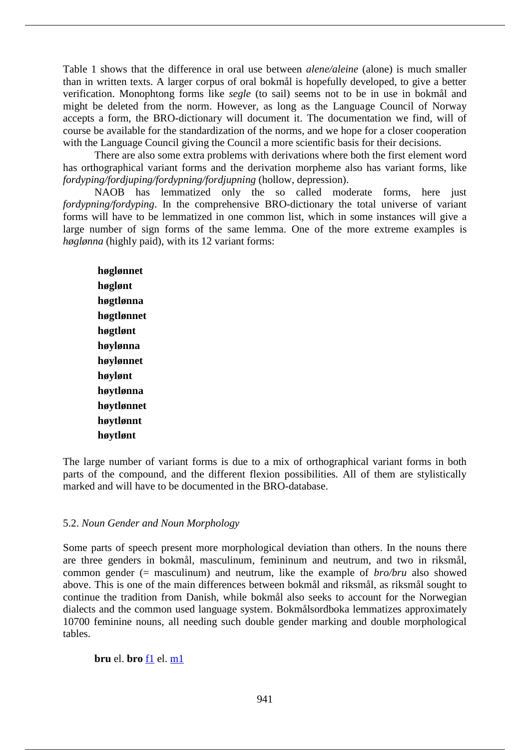Table 1 shows that the difference in oral use between *alene/aleine* (alone) is much smaller than in written texts. A larger corpus of oral bokmål is hopefully developed, to give a better verification. Monophtong forms like *segle* (to sail) seems not to be in use in bokmål and might be deleted from the norm. However, as long as the Language Council of Norway accepts a form, the BRO-dictionary will document it. The documentation we find, will of course be available for the standardization of the norms, and we hope for a closer cooperation with the Language Council giving the Council a more scientific basis for their decisions.

There are also some extra problems with derivations where both the first element word has orthographical variant forms and the derivation morpheme also has variant forms, like *fordyping/fordjuping/fordypning/fordjupning* (hollow, depression).

NAOB has lemmatized only the so called moderate forms, here just *fordypning/fordyping*. In the comprehensive BRO-dictionary the total universe of variant forms will have to be lemmatized in one common list, which in some instances will give a large number of sign forms of the same lemma. One of the more extreme examples is *høglønna* (highly paid), with its 12 variant forms:

**høglønnet**
**høglønt**
**høgtlønna**
**høgtlønnet**
**høgtlønt**
**høylønna**
**høylønnet**
**høylønt**
**høytlønna**
**høytlønnet**
**høytlønnt**
**høytlønt**

The large number of variant forms is due to a mix of orthographical variant forms in both parts of the compound, and the different flexion possibilities. All of them are stylistically marked and will have to be documented in the BRO-database.

### 5.2. *Noun Gender and Noun Morphology*

Some parts of speech present more morphological deviation than others. In the nouns there are three genders in bokmål, masculinum, femininum and neutrum, and two in riksmål, common gender (= masculinum) and neutrum, like the example of *bro/bru* also showed above. This is one of the main differences between bokmål and riksmål, as riksmål sought to continue the tradition from Danish, while bokmål also seeks to account for the Norwegian dialects and the common used language system. Bokmålsordboka lemmatizes approximately 10700 feminine nouns, all needing such double gender marking and double morphological tables.

**bru** el. **bro** f1 el. m1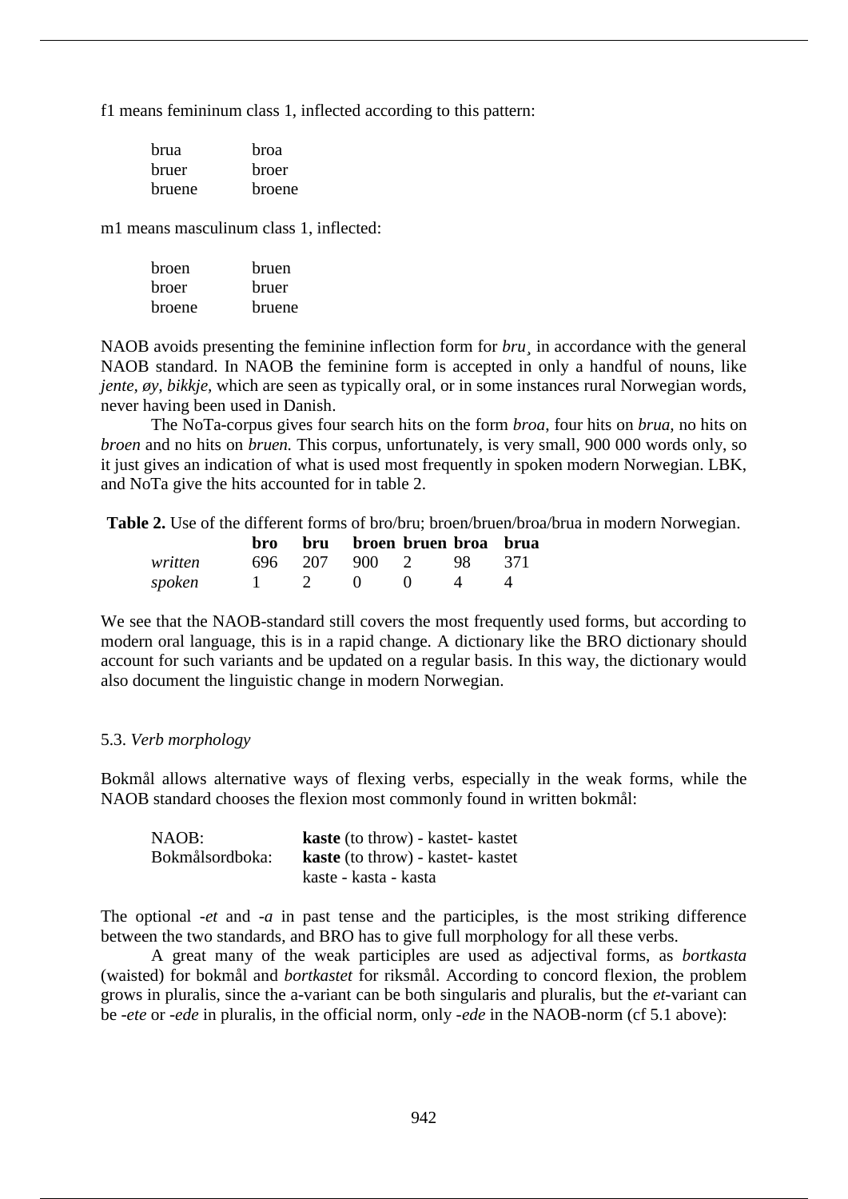f1 means femininum class 1, inflected according to this pattern:

| | |
|---|---|
| brua | broa |
| bruer | broer |
| bruene | broene |

m1 means masculinum class 1, inflected:

| | |
|---|---|
| broen | bruen |
| broer | bruer |
| broene | bruene |

NAOB avoids presenting the feminine inflection form for *bru*¸ in accordance with the general NAOB standard. In NAOB the feminine form is accepted in only a handful of nouns, like *jente*, *øy*, *bikkje*, which are seen as typically oral, or in some instances rural Norwegian words, never having been used in Danish.

The NoTa-corpus gives four search hits on the form *broa*, four hits on *brua*, no hits on *broen* and no hits on *bruen.* This corpus, unfortunately, is very small, 900 000 words only, so it just gives an indication of what is used most frequently in spoken modern Norwegian. LBK, and NoTa give the hits accounted for in table 2.

**Table 2.** Use of the different forms of bro/bru; broen/bruen/broa/brua in modern Norwegian.

| | **bro** | **bru** | **broen** | **bruen** | **broa** | **brua** |
|---|---|---|---|---|---|---|
| *written* | 696 | 207 | 900 | 2 | 98 | 371 |
| *spoken* | 1 | 2 | 0 | 0 | 4 | 4 |

We see that the NAOB-standard still covers the most frequently used forms, but according to modern oral language, this is in a rapid change. A dictionary like the BRO dictionary should account for such variants and be updated on a regular basis. In this way, the dictionary would also document the linguistic change in modern Norwegian.

### 5.3. *Verb morphology*

Bokmål allows alternative ways of flexing verbs, especially in the weak forms, while the NAOB standard chooses the flexion most commonly found in written bokmål:

| | |
|---|---|
| NAOB: | **kaste** (to throw) - kastet- kastet |
| Bokmålsordboka: | **kaste** (to throw) - kastet- kastet |
| | kaste - kasta - kasta |

The optional *-et* and *-a* in past tense and the participles, is the most striking difference between the two standards, and BRO has to give full morphology for all these verbs.

A great many of the weak participles are used as adjectival forms, as *bortkasta* (waisted) for bokmål and *bortkastet* for riksmål. According to concord flexion, the problem grows in pluralis, since the a-variant can be both singularis and pluralis, but the *et*-variant can be *-ete* or *-ede* in pluralis, in the official norm, only *-ede* in the NAOB-norm (cf 5.1 above):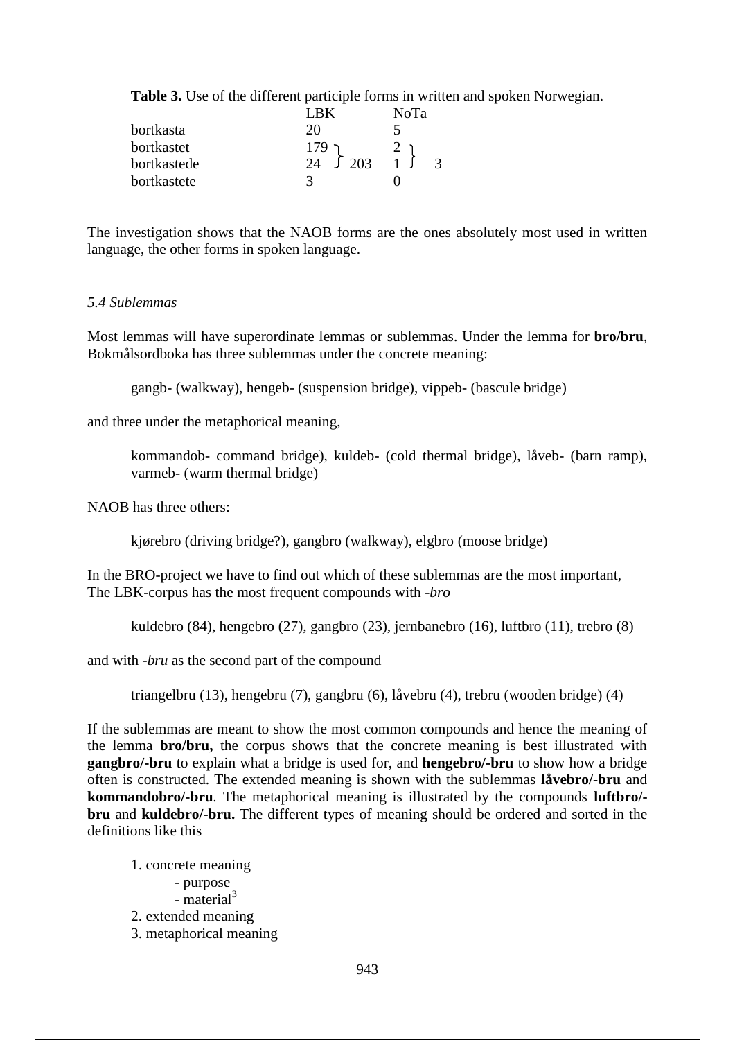**Table 3.** Use of the different participle forms in written and spoken Norwegian.

| | LBK | | NoTa | |
|---|---|---|---|---|
| bortkasta | 20 | | 5 | |
| bortkastet | 179 | 203 | 2 | 3 |
| bortkastede | 24 | | 1 | |
| bortkastete | 3 | | 0 | |

The investigation shows that the NAOB forms are the ones absolutely most used in written language, the other forms in spoken language.

### *5.4 Sublemmas*

Most lemmas will have superordinate lemmas or sublemmas. Under the lemma for **bro/bru**, Bokmålsordboka has three sublemmas under the concrete meaning:

> gangb- (walkway), hengeb- (suspension bridge), vippeb- (bascule bridge)

and three under the metaphorical meaning,

> kommandob- command bridge), kuldeb- (cold thermal bridge), låveb- (barn ramp), varmeb- (warm thermal bridge)

NAOB has three others:

> kjørebro (driving bridge?), gangbro (walkway), elgbro (moose bridge)

In the BRO-project we have to find out which of these sublemmas are the most important,
The LBK-corpus has the most frequent compounds with *-bro*

> kuldebro (84), hengebro (27), gangbro (23), jernbanebro (16), luftbro (11), trebro (8)

and with *-bru* as the second part of the compound

> triangelbru (13), hengebru (7), gangbru (6), låvebru (4), trebru (wooden bridge) (4)

If the sublemmas are meant to show the most common compounds and hence the meaning of the lemma **bro/bru,** the corpus shows that the concrete meaning is best illustrated with **gangbro/-bru** to explain what a bridge is used for, and **hengebro/-bru** to show how a bridge often is constructed. The extended meaning is shown with the sublemmas **låvebro/-bru** and **kommandobro/-bru**. The metaphorical meaning is illustrated by the compounds **luftbro/-bru** and **kuldebro/-bru.** The different types of meaning should be ordered and sorted in the definitions like this

1. concrete meaning
   - purpose
   - material[3]
2. extended meaning
3. metaphorical meaning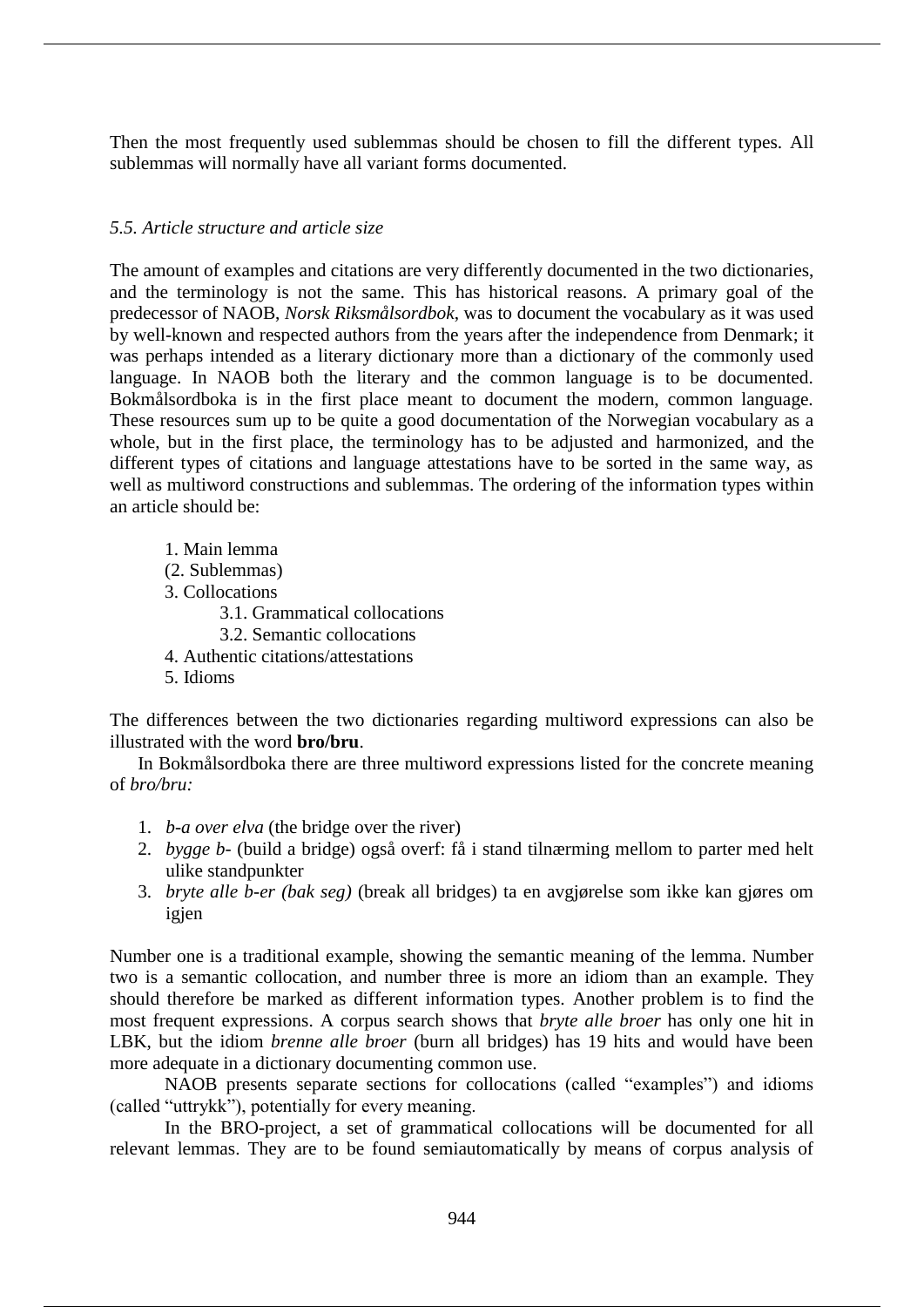Then the most frequently used sublemmas should be chosen to fill the different types. All sublemmas will normally have all variant forms documented.

### *5.5. Article structure and article size*

The amount of examples and citations are very differently documented in the two dictionaries, and the terminology is not the same. This has historical reasons. A primary goal of the predecessor of NAOB, *Norsk Riksmålsordbok*, was to document the vocabulary as it was used by well-known and respected authors from the years after the independence from Denmark; it was perhaps intended as a literary dictionary more than a dictionary of the commonly used language. In NAOB both the literary and the common language is to be documented. Bokmålsordboka is in the first place meant to document the modern, common language. These resources sum up to be quite a good documentation of the Norwegian vocabulary as a whole, but in the first place, the terminology has to be adjusted and harmonized, and the different types of citations and language attestations have to be sorted in the same way, as well as multiword constructions and sublemmas. The ordering of the information types within an article should be:

1. Main lemma
(2. Sublemmas)
3. Collocations
   3.1. Grammatical collocations
   3.2. Semantic collocations
4. Authentic citations/attestations
5. Idioms

The differences between the two dictionaries regarding multiword expressions can also be illustrated with the word **bro/bru**.

In Bokmålsordboka there are three multiword expressions listed for the concrete meaning of *bro/bru:*

1. *b-a over elva* (the bridge over the river)
2. *bygge b-* (build a bridge) også overf: få i stand tilnærming mellom to parter med helt ulike standpunkter
3. *bryte alle b-er (bak seg)* (break all bridges) ta en avgjørelse som ikke kan gjøres om igjen

Number one is a traditional example, showing the semantic meaning of the lemma. Number two is a semantic collocation, and number three is more an idiom than an example. They should therefore be marked as different information types. Another problem is to find the most frequent expressions. A corpus search shows that *bryte alle broer* has only one hit in LBK, but the idiom *brenne alle broer* (burn all bridges) has 19 hits and would have been more adequate in a dictionary documenting common use.

NAOB presents separate sections for collocations (called "examples") and idioms (called "uttrykk"), potentially for every meaning.

In the BRO-project, a set of grammatical collocations will be documented for all relevant lemmas. They are to be found semiautomatically by means of corpus analysis of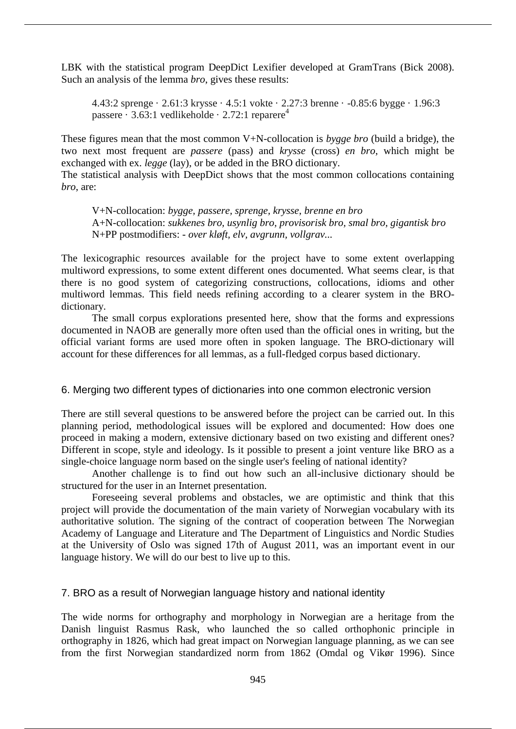LBK with the statistical program DeepDict Lexifier developed at GramTrans (Bick 2008). Such an analysis of the lemma *bro*, gives these results:

> 4.43:2 sprenge · 2.61:3 krysse · 4.5:1 vokte · 2.27:3 brenne · -0.85:6 bygge · 1.96:3 passere · 3.63:1 vedlikeholde · 2.72:1 reparere[4]

These figures mean that the most common V+N-collocation is *bygge bro* (build a bridge), the two next most frequent are *passere* (pass) and *krysse* (cross) *en bro*, which might be exchanged with ex. *legge* (lay), or be added in the BRO dictionary.
The statistical analysis with DeepDict shows that the most common collocations containing *bro*, are:

> V+N-collocation: *bygge, passere, sprenge, krysse, brenne en bro*
> A+N-collocation: *sukkenes bro, usynlig bro, provisorisk bro, smal bro, gigantisk bro*
> N+PP postmodifiers: *- over kløft, elv, avgrunn, vollgrav...*

The lexicographic resources available for the project have to some extent overlapping multiword expressions, to some extent different ones documented. What seems clear, is that there is no good system of categorizing constructions, collocations, idioms and other multiword lemmas. This field needs refining according to a clearer system in the BRO-dictionary.

The small corpus explorations presented here, show that the forms and expressions documented in NAOB are generally more often used than the official ones in writing, but the official variant forms are used more often in spoken language. The BRO-dictionary will account for these differences for all lemmas, as a full-fledged corpus based dictionary.

## 6. Merging two different types of dictionaries into one common electronic version

There are still several questions to be answered before the project can be carried out. In this planning period, methodological issues will be explored and documented: How does one proceed in making a modern, extensive dictionary based on two existing and different ones? Different in scope, style and ideology. Is it possible to present a joint venture like BRO as a single-choice language norm based on the single user's feeling of national identity?

Another challenge is to find out how such an all-inclusive dictionary should be structured for the user in an Internet presentation.

Foreseeing several problems and obstacles, we are optimistic and think that this project will provide the documentation of the main variety of Norwegian vocabulary with its authoritative solution. The signing of the contract of cooperation between The Norwegian Academy of Language and Literature and The Department of Linguistics and Nordic Studies at the University of Oslo was signed 17th of August 2011, was an important event in our language history. We will do our best to live up to this.

## 7. BRO as a result of Norwegian language history and national identity

The wide norms for orthography and morphology in Norwegian are a heritage from the Danish linguist Rasmus Rask, who launched the so called orthophonic principle in orthography in 1826, which had great impact on Norwegian language planning, as we can see from the first Norwegian standardized norm from 1862 (Omdal og Vikør 1996). Since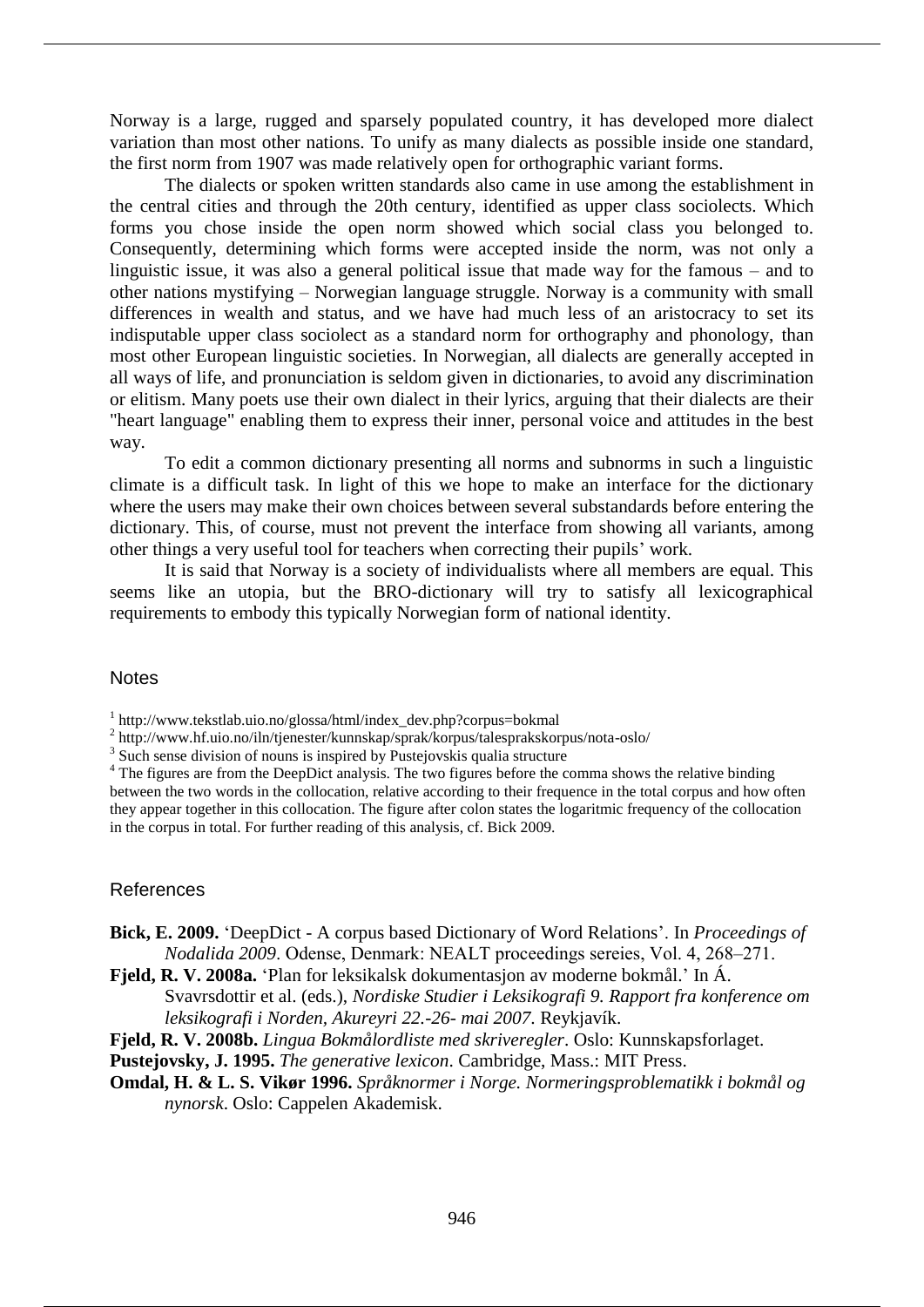Norway is a large, rugged and sparsely populated country, it has developed more dialect variation than most other nations. To unify as many dialects as possible inside one standard, the first norm from 1907 was made relatively open for orthographic variant forms.

The dialects or spoken written standards also came in use among the establishment in the central cities and through the 20th century, identified as upper class sociolects. Which forms you chose inside the open norm showed which social class you belonged to. Consequently, determining which forms were accepted inside the norm, was not only a linguistic issue, it was also a general political issue that made way for the famous – and to other nations mystifying – Norwegian language struggle. Norway is a community with small differences in wealth and status, and we have had much less of an aristocracy to set its indisputable upper class sociolect as a standard norm for orthography and phonology, than most other European linguistic societies. In Norwegian, all dialects are generally accepted in all ways of life, and pronunciation is seldom given in dictionaries, to avoid any discrimination or elitism. Many poets use their own dialect in their lyrics, arguing that their dialects are their "heart language" enabling them to express their inner, personal voice and attitudes in the best way.

To edit a common dictionary presenting all norms and subnorms in such a linguistic climate is a difficult task. In light of this we hope to make an interface for the dictionary where the users may make their own choices between several substandards before entering the dictionary. This, of course, must not prevent the interface from showing all variants, among other things a very useful tool for teachers when correcting their pupils' work.

It is said that Norway is a society of individualists where all members are equal. This seems like an utopia, but the BRO-dictionary will try to satisfy all lexicographical requirements to embody this typically Norwegian form of national identity.

## Notes

[1] http://www.tekstlab.uio.no/glossa/html/index_dev.php?corpus=bokmal

[2] http://www.hf.uio.no/iln/tjenester/kunnskap/sprak/korpus/talesprakskorpus/nota-oslo/

[3] Such sense division of nouns is inspired by Pustejovskis qualia structure

[4] The figures are from the DeepDict analysis. The two figures before the comma shows the relative binding between the two words in the collocation, relative according to their frequence in the total corpus and how often they appear together in this collocation. The figure after colon states the logaritmic frequency of the collocation in the corpus in total. For further reading of this analysis, cf. Bick 2009.

## References

**Bick, E. 2009.** 'DeepDict - A corpus based Dictionary of Word Relations'. In *Proceedings of Nodalida 2009*. Odense, Denmark: NEALT proceedings sereies, Vol. 4, 268–271.

**Fjeld, R. V. 2008a.** 'Plan for leksikalsk dokumentasjon av moderne bokmål.' In Á. Svavrsdottir et al. (eds.), *Nordiske Studier i Leksikografi 9. Rapport fra konference om leksikografi i Norden, Akureyri 22.-26- mai 2007*. Reykjavík.

**Fjeld, R. V. 2008b.** *Lingua Bokmålordliste med skriveregler*. Oslo: Kunnskapsforlaget.

**Pustejovsky, J. 1995.** *The generative lexicon*. Cambridge, Mass.: MIT Press.

**Omdal, H. & L. S. Vikør 1996.** *Språknormer i Norge. Normeringsproblematikk i bokmål og nynorsk*. Oslo: Cappelen Akademisk.